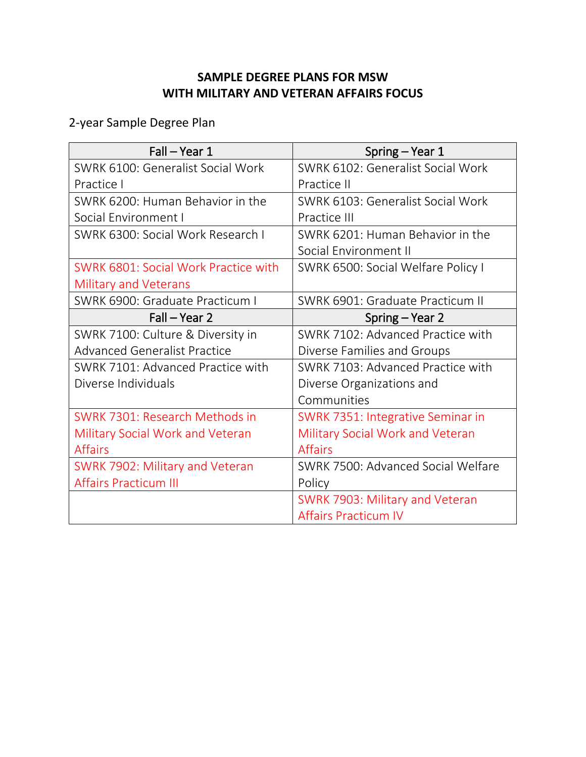# SAMPLE DEGREE PLANS FOR MSW
# WITH MILITARY AND VETERAN AFFAIRS FOCUS

2-year Sample Degree Plan

| Fall – Year 1 | Spring – Year 1 |
|---|---|
| SWRK 6100: Generalist Social Work Practice I | SWRK 6102: Generalist Social Work Practice II |
| SWRK 6200: Human Behavior in the Social Environment I | SWRK 6103: Generalist Social Work Practice III |
| SWRK 6300: Social Work Research I | SWRK 6201: Human Behavior in the Social Environment II |
| SWRK 6801: Social Work Practice with Military and Veterans | SWRK 6500: Social Welfare Policy I |
| SWRK 6900: Graduate Practicum I | SWRK 6901: Graduate Practicum II |
| **Fall – Year 2** | **Spring – Year 2** |
| SWRK 7100: Culture & Diversity in Advanced Generalist Practice | SWRK 7102: Advanced Practice with Diverse Families and Groups |
| SWRK 7101: Advanced Practice with Diverse Individuals | SWRK 7103: Advanced Practice with Diverse Organizations and Communities |
| SWRK 7301: Research Methods in Military Social Work and Veteran Affairs | SWRK 7351: Integrative Seminar in Military Social Work and Veteran Affairs |
| SWRK 7902: Military and Veteran Affairs Practicum III | SWRK 7500: Advanced Social Welfare Policy |
| | SWRK 7903: Military and Veteran Affairs Practicum IV |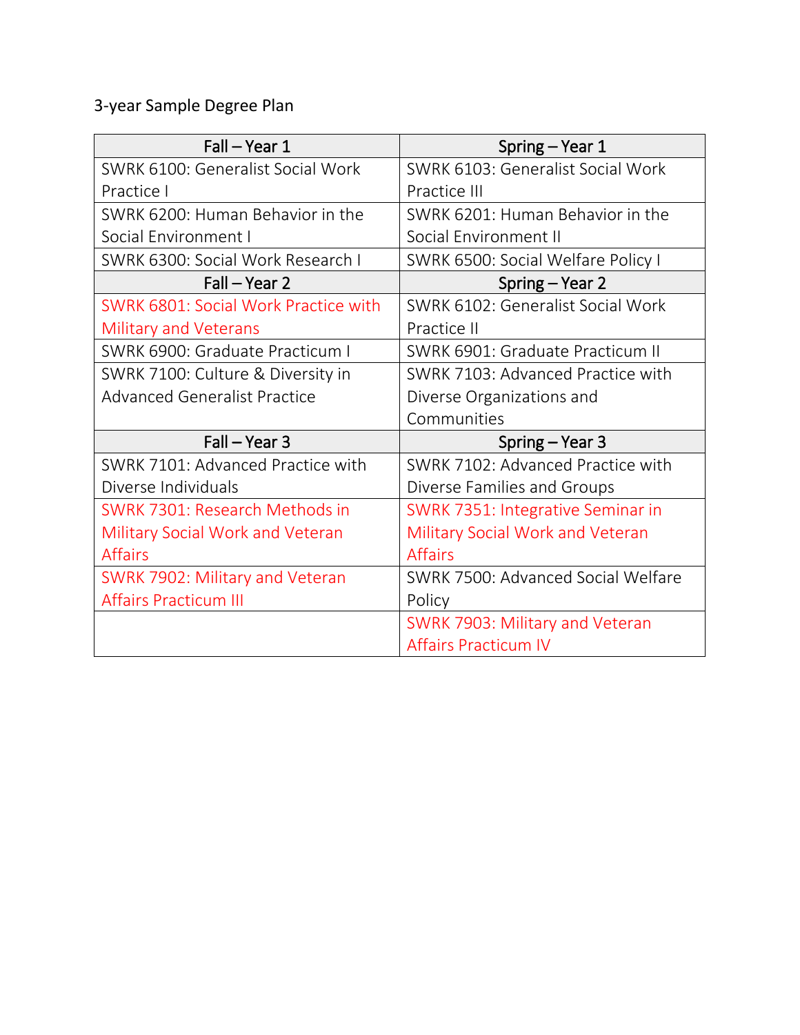3-year Sample Degree Plan

| Fall – Year 1 | Spring – Year 1 |
|---|---|
| SWRK 6100: Generalist Social Work Practice I | SWRK 6103: Generalist Social Work Practice III |
| SWRK 6200: Human Behavior in the Social Environment I | SWRK 6201: Human Behavior in the Social Environment II |
| SWRK 6300: Social Work Research I | SWRK 6500: Social Welfare Policy I |
| **Fall – Year 2** | **Spring – Year 2** |
| SWRK 6801: Social Work Practice with Military and Veterans | SWRK 6102: Generalist Social Work Practice II |
| SWRK 6900: Graduate Practicum I | SWRK 6901: Graduate Practicum II |
| SWRK 7100: Culture & Diversity in Advanced Generalist Practice | SWRK 7103: Advanced Practice with Diverse Organizations and Communities |
| **Fall – Year 3** | **Spring – Year 3** |
| SWRK 7101: Advanced Practice with Diverse Individuals | SWRK 7102: Advanced Practice with Diverse Families and Groups |
| SWRK 7301: Research Methods in Military Social Work and Veteran Affairs | SWRK 7351: Integrative Seminar in Military Social Work and Veteran Affairs |
| SWRK 7902: Military and Veteran Affairs Practicum III | SWRK 7500: Advanced Social Welfare Policy |
| | SWRK 7903: Military and Veteran Affairs Practicum IV |